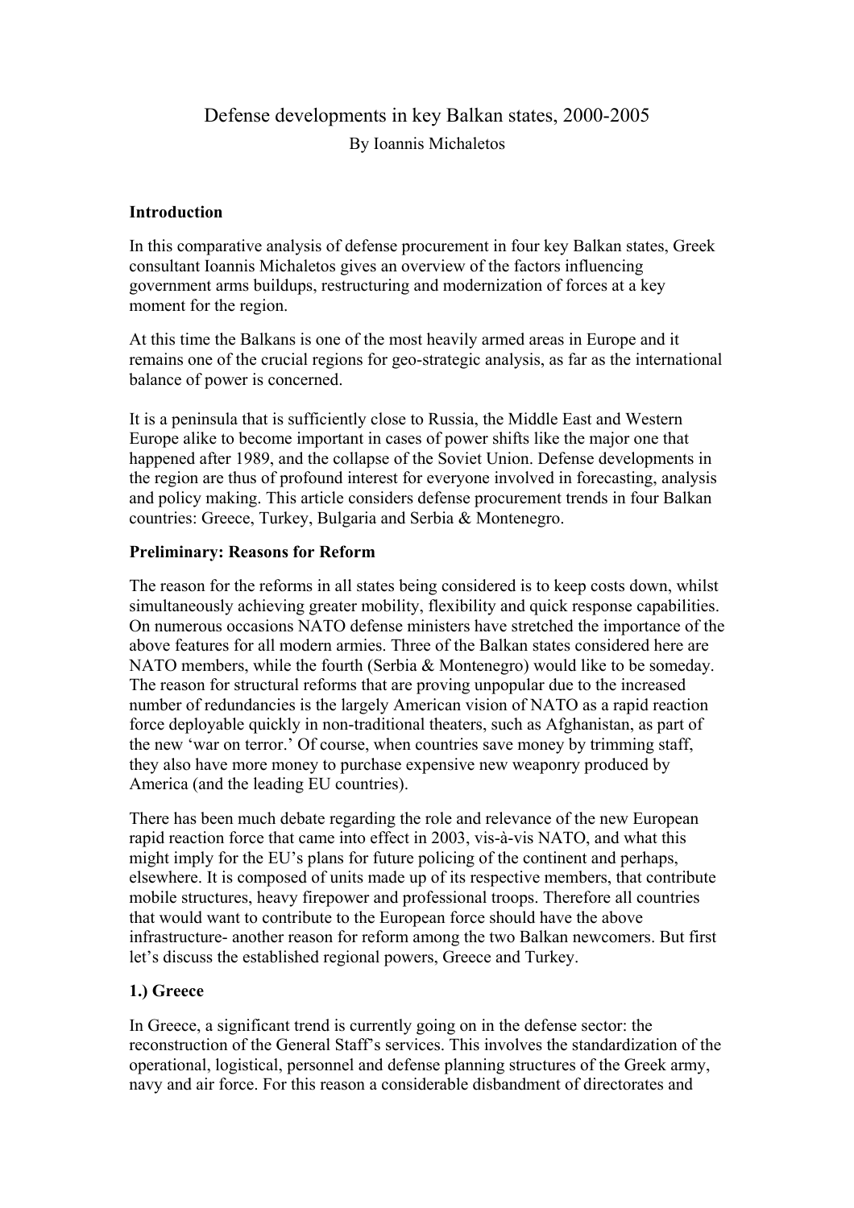# Defense developments in key Balkan states, 2000-2005

By Ioannis Michaletos

## Introduction

In this comparative analysis of defense procurement in four key Balkan states, Greek consultant Ioannis Michaletos gives an overview of the factors influencing government arms buildups, restructuring and modernization of forces at a key moment for the region.

At this time the Balkans is one of the most heavily armed areas in Europe and it remains one of the crucial regions for geo-strategic analysis, as far as the international balance of power is concerned.

It is a peninsula that is sufficiently close to Russia, the Middle East and Western Europe alike to become important in cases of power shifts like the major one that happened after 1989, and the collapse of the Soviet Union. Defense developments in the region are thus of profound interest for everyone involved in forecasting, analysis and policy making. This article considers defense procurement trends in four Balkan countries: Greece, Turkey, Bulgaria and Serbia & Montenegro.

## Preliminary: Reasons for Reform

The reason for the reforms in all states being considered is to keep costs down, whilst simultaneously achieving greater mobility, flexibility and quick response capabilities. On numerous occasions NATO defense ministers have stretched the importance of the above features for all modern armies. Three of the Balkan states considered here are NATO members, while the fourth (Serbia & Montenegro) would like to be someday. The reason for structural reforms that are proving unpopular due to the increased number of redundancies is the largely American vision of NATO as a rapid reaction force deployable quickly in non-traditional theaters, such as Afghanistan, as part of the new 'war on terror.' Of course, when countries save money by trimming staff, they also have more money to purchase expensive new weaponry produced by America (and the leading EU countries).

There has been much debate regarding the role and relevance of the new European rapid reaction force that came into effect in 2003, vis-à-vis NATO, and what this might imply for the EU's plans for future policing of the continent and perhaps, elsewhere. It is composed of units made up of its respective members, that contribute mobile structures, heavy firepower and professional troops. Therefore all countries that would want to contribute to the European force should have the above infrastructure- another reason for reform among the two Balkan newcomers. But first let's discuss the established regional powers, Greece and Turkey.

## 1.) Greece

In Greece, a significant trend is currently going on in the defense sector: the reconstruction of the General Staff's services. This involves the standardization of the operational, logistical, personnel and defense planning structures of the Greek army, navy and air force. For this reason a considerable disbandment of directorates and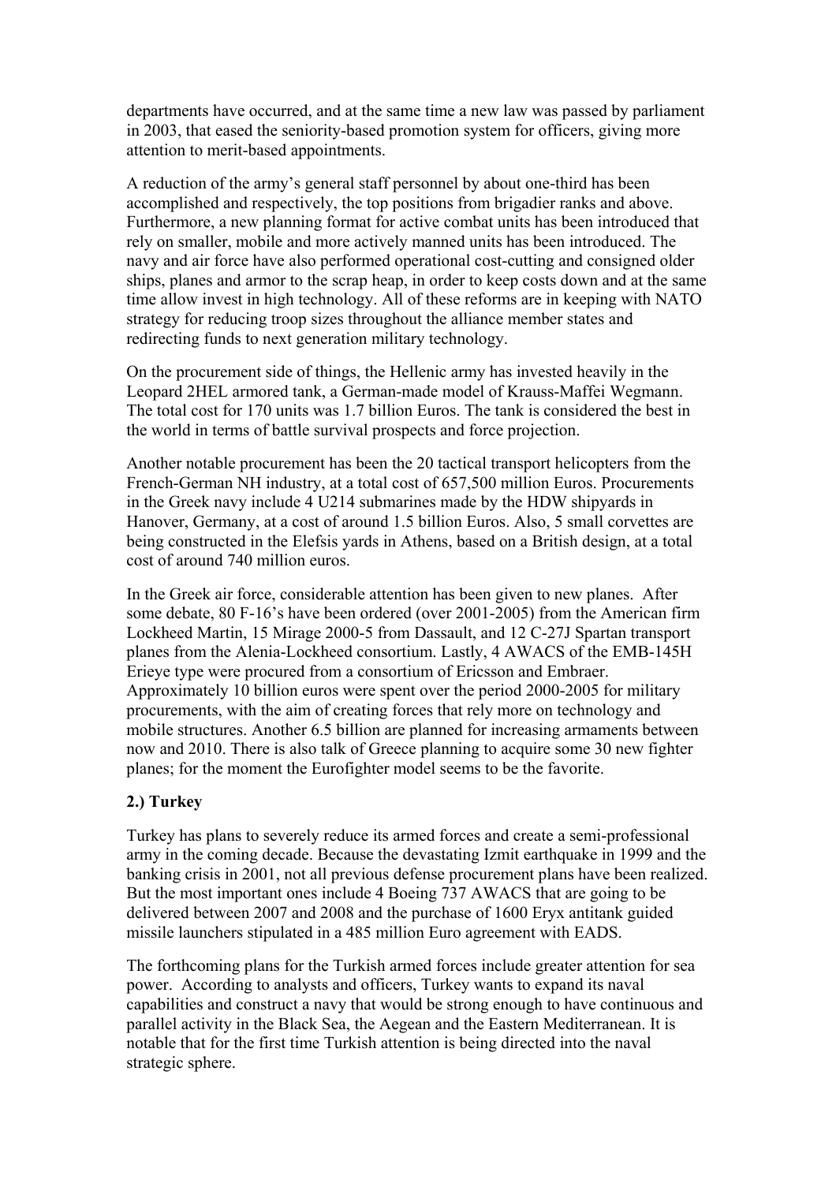departments have occurred, and at the same time a new law was passed by parliament in 2003, that eased the seniority-based promotion system for officers, giving more attention to merit-based appointments.

A reduction of the army's general staff personnel by about one-third has been accomplished and respectively, the top positions from brigadier ranks and above. Furthermore, a new planning format for active combat units has been introduced that rely on smaller, mobile and more actively manned units has been introduced. The navy and air force have also performed operational cost-cutting and consigned older ships, planes and armor to the scrap heap, in order to keep costs down and at the same time allow invest in high technology. All of these reforms are in keeping with NATO strategy for reducing troop sizes throughout the alliance member states and redirecting funds to next generation military technology.

On the procurement side of things, the Hellenic army has invested heavily in the Leopard 2HEL armored tank, a German-made model of Krauss-Maffei Wegmann. The total cost for 170 units was 1.7 billion Euros. The tank is considered the best in the world in terms of battle survival prospects and force projection.

Another notable procurement has been the 20 tactical transport helicopters from the French-German NH industry, at a total cost of 657,500 million Euros. Procurements in the Greek navy include 4 U214 submarines made by the HDW shipyards in Hanover, Germany, at a cost of around 1.5 billion Euros. Also, 5 small corvettes are being constructed in the Elefsis yards in Athens, based on a British design, at a total cost of around 740 million euros.

In the Greek air force, considerable attention has been given to new planes. After some debate, 80 F-16's have been ordered (over 2001-2005) from the American firm Lockheed Martin, 15 Mirage 2000-5 from Dassault, and 12 C-27J Spartan transport planes from the Alenia-Lockheed consortium. Lastly, 4 AWACS of the EMB-145H Erieye type were procured from a consortium of Ericsson and Embraer. Approximately 10 billion euros were spent over the period 2000-2005 for military procurements, with the aim of creating forces that rely more on technology and mobile structures. Another 6.5 billion are planned for increasing armaments between now and 2010. There is also talk of Greece planning to acquire some 30 new fighter planes; for the moment the Eurofighter model seems to be the favorite.

**2.) Turkey**

Turkey has plans to severely reduce its armed forces and create a semi-professional army in the coming decade. Because the devastating Izmit earthquake in 1999 and the banking crisis in 2001, not all previous defense procurement plans have been realized. But the most important ones include 4 Boeing 737 AWACS that are going to be delivered between 2007 and 2008 and the purchase of 1600 Eryx antitank guided missile launchers stipulated in a 485 million Euro agreement with EADS.

The forthcoming plans for the Turkish armed forces include greater attention for sea power. According to analysts and officers, Turkey wants to expand its naval capabilities and construct a navy that would be strong enough to have continuous and parallel activity in the Black Sea, the Aegean and the Eastern Mediterranean. It is notable that for the first time Turkish attention is being directed into the naval strategic sphere.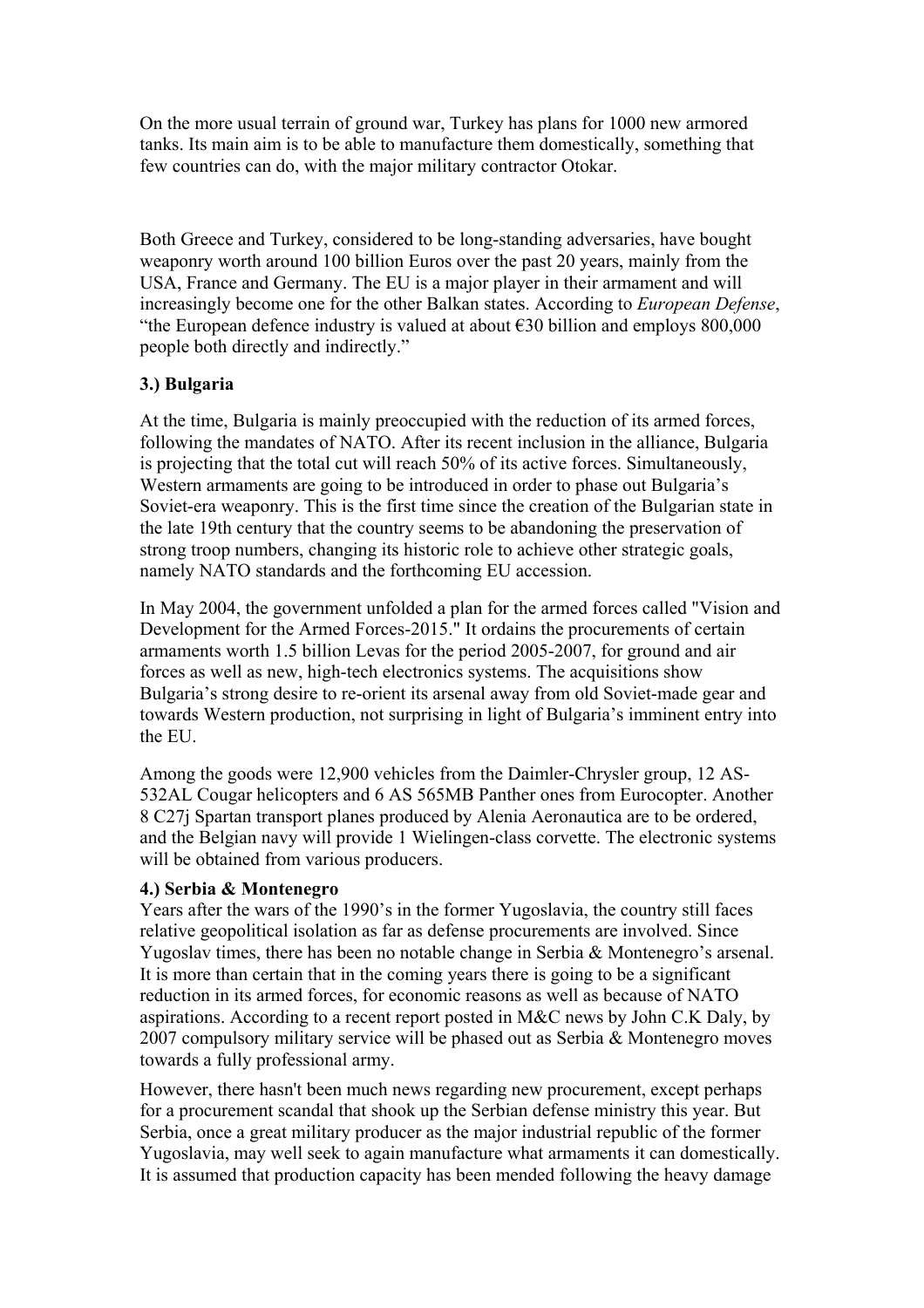On the more usual terrain of ground war, Turkey has plans for 1000 new armored tanks. Its main aim is to be able to manufacture them domestically, something that few countries can do, with the major military contractor Otokar.

Both Greece and Turkey, considered to be long-standing adversaries, have bought weaponry worth around 100 billion Euros over the past 20 years, mainly from the USA, France and Germany. The EU is a major player in their armament and will increasingly become one for the other Balkan states. According to *European Defense*, "the European defence industry is valued at about €30 billion and employs 800,000 people both directly and indirectly."

**3.) Bulgaria**

At the time, Bulgaria is mainly preoccupied with the reduction of its armed forces, following the mandates of NATO. After its recent inclusion in the alliance, Bulgaria is projecting that the total cut will reach 50% of its active forces. Simultaneously, Western armaments are going to be introduced in order to phase out Bulgaria's Soviet-era weaponry. This is the first time since the creation of the Bulgarian state in the late 19th century that the country seems to be abandoning the preservation of strong troop numbers, changing its historic role to achieve other strategic goals, namely NATO standards and the forthcoming EU accession.

In May 2004, the government unfolded a plan for the armed forces called "Vision and Development for the Armed Forces-2015." It ordains the procurements of certain armaments worth 1.5 billion Levas for the period 2005-2007, for ground and air forces as well as new, high-tech electronics systems. The acquisitions show Bulgaria's strong desire to re-orient its arsenal away from old Soviet-made gear and towards Western production, not surprising in light of Bulgaria's imminent entry into the EU.

Among the goods were 12,900 vehicles from the Daimler-Chrysler group, 12 AS-532AL Cougar helicopters and 6 AS 565MB Panther ones from Eurocopter. Another 8 C27j Spartan transport planes produced by Alenia Aeronautica are to be ordered, and the Belgian navy will provide 1 Wielingen-class corvette. The electronic systems will be obtained from various producers.

**4.) Serbia & Montenegro**

Years after the wars of the 1990's in the former Yugoslavia, the country still faces relative geopolitical isolation as far as defense procurements are involved. Since Yugoslav times, there has been no notable change in Serbia & Montenegro's arsenal. It is more than certain that in the coming years there is going to be a significant reduction in its armed forces, for economic reasons as well as because of NATO aspirations. According to a recent report posted in M&C news by John C.K Daly, by 2007 compulsory military service will be phased out as Serbia & Montenegro moves towards a fully professional army.

However, there hasn't been much news regarding new procurement, except perhaps for a procurement scandal that shook up the Serbian defense ministry this year. But Serbia, once a great military producer as the major industrial republic of the former Yugoslavia, may well seek to again manufacture what armaments it can domestically. It is assumed that production capacity has been mended following the heavy damage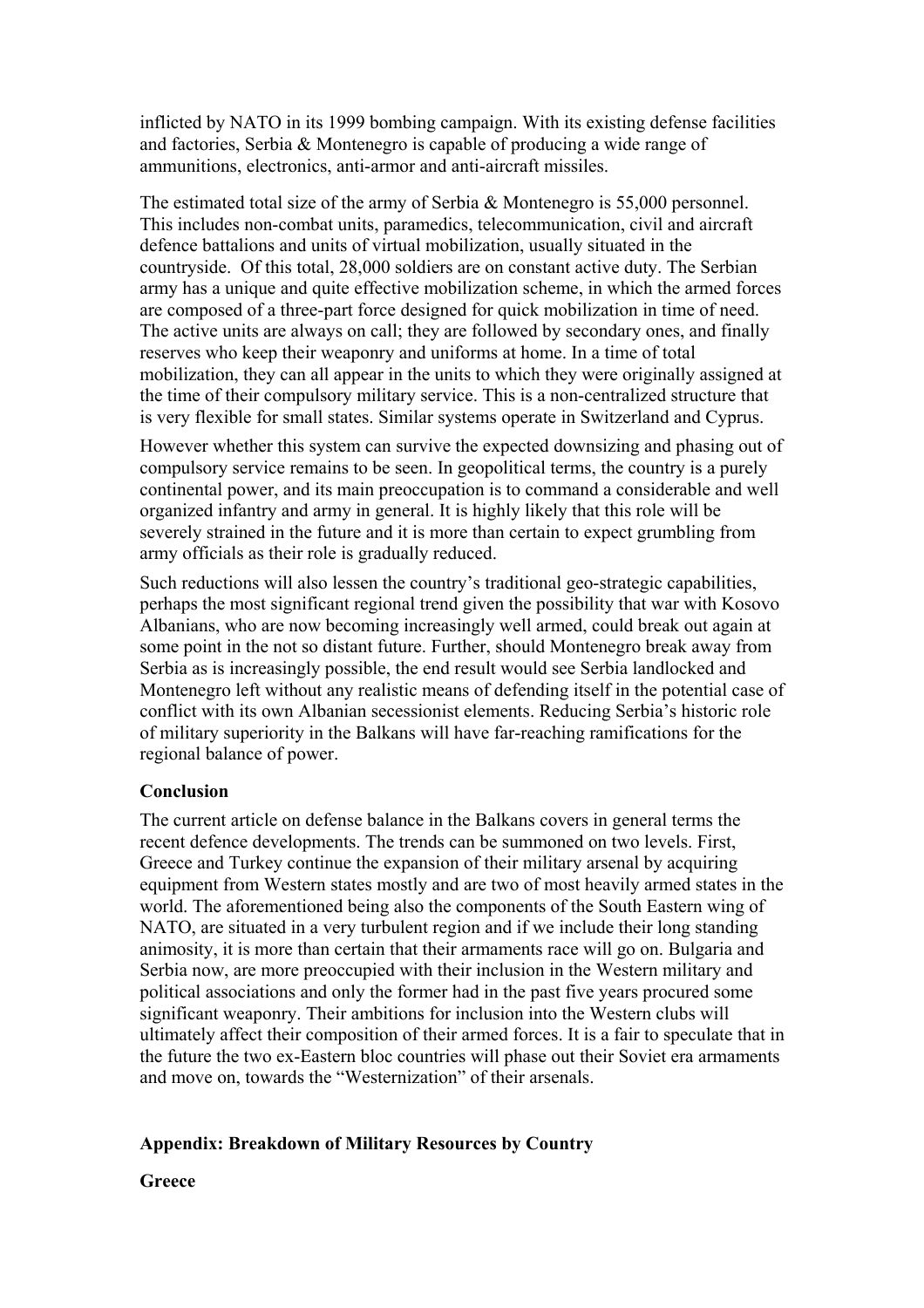inflicted by NATO in its 1999 bombing campaign. With its existing defense facilities and factories, Serbia & Montenegro is capable of producing a wide range of ammunitions, electronics, anti-armor and anti-aircraft missiles.

The estimated total size of the army of Serbia & Montenegro is 55,000 personnel. This includes non-combat units, paramedics, telecommunication, civil and aircraft defence battalions and units of virtual mobilization, usually situated in the countryside. Of this total, 28,000 soldiers are on constant active duty. The Serbian army has a unique and quite effective mobilization scheme, in which the armed forces are composed of a three-part force designed for quick mobilization in time of need. The active units are always on call; they are followed by secondary ones, and finally reserves who keep their weaponry and uniforms at home. In a time of total mobilization, they can all appear in the units to which they were originally assigned at the time of their compulsory military service. This is a non-centralized structure that is very flexible for small states. Similar systems operate in Switzerland and Cyprus.

However whether this system can survive the expected downsizing and phasing out of compulsory service remains to be seen. In geopolitical terms, the country is a purely continental power, and its main preoccupation is to command a considerable and well organized infantry and army in general. It is highly likely that this role will be severely strained in the future and it is more than certain to expect grumbling from army officials as their role is gradually reduced.

Such reductions will also lessen the country's traditional geo-strategic capabilities, perhaps the most significant regional trend given the possibility that war with Kosovo Albanians, who are now becoming increasingly well armed, could break out again at some point in the not so distant future. Further, should Montenegro break away from Serbia as is increasingly possible, the end result would see Serbia landlocked and Montenegro left without any realistic means of defending itself in the potential case of conflict with its own Albanian secessionist elements. Reducing Serbia's historic role of military superiority in the Balkans will have far-reaching ramifications for the regional balance of power.

**Conclusion**

The current article on defense balance in the Balkans covers in general terms the recent defence developments. The trends can be summoned on two levels. First, Greece and Turkey continue the expansion of their military arsenal by acquiring equipment from Western states mostly and are two of most heavily armed states in the world. The aforementioned being also the components of the South Eastern wing of NATO, are situated in a very turbulent region and if we include their long standing animosity, it is more than certain that their armaments race will go on. Bulgaria and Serbia now, are more preoccupied with their inclusion in the Western military and political associations and only the former had in the past five years procured some significant weaponry. Their ambitions for inclusion into the Western clubs will ultimately affect their composition of their armed forces. It is a fair to speculate that in the future the two ex-Eastern bloc countries will phase out their Soviet era armaments and move on, towards the "Westernization" of their arsenals.

**Appendix: Breakdown of Military Resources by Country**

**Greece**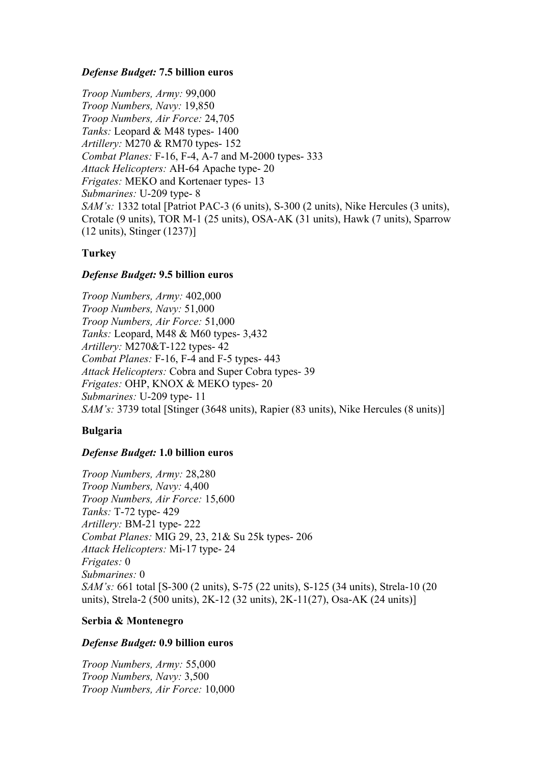***Defense Budget:*** **7.5 billion euros**

*Troop Numbers, Army:* 99,000
*Troop Numbers, Navy:* 19,850
*Troop Numbers, Air Force:* 24,705
*Tanks:* Leopard & M48 types- 1400
*Artillery:* M270 & RM70 types- 152
*Combat Planes:* F-16, F-4, A-7 and M-2000 types- 333
*Attack Helicopters:* AH-64 Apache type- 20
*Frigates:* MEKO and Kortenaer types- 13
*Submarines:* U-209 type- 8
*SAM's:* 1332 total [Patriot PAC-3 (6 units), S-300 (2 units), Nike Hercules (3 units), Crotale (9 units), TOR M-1 (25 units), OSA-AK (31 units), Hawk (7 units), Sparrow (12 units), Stinger (1237)]

**Turkey**

***Defense Budget:*** **9.5 billion euros**

*Troop Numbers, Army:* 402,000
*Troop Numbers, Navy:* 51,000
*Troop Numbers, Air Force:* 51,000
*Tanks:* Leopard, M48 & M60 types- 3,432
*Artillery:* M270&T-122 types- 42
*Combat Planes:* F-16, F-4 and F-5 types- 443
*Attack Helicopters:* Cobra and Super Cobra types- 39
*Frigates:* OHP, KNOX & MEKO types- 20
*Submarines:* U-209 type- 11
*SAM's:* 3739 total [Stinger (3648 units), Rapier (83 units), Nike Hercules (8 units)]

**Bulgaria**

***Defense Budget:*** **1.0 billion euros**

*Troop Numbers, Army:* 28,280
*Troop Numbers, Navy:* 4,400
*Troop Numbers, Air Force:* 15,600
*Tanks:* T-72 type- 429
*Artillery:* BM-21 type- 222
*Combat Planes:* MIG 29, 23, 21& Su 25k types- 206
*Attack Helicopters:* Mi-17 type- 24
*Frigates:* 0
*Submarines:* 0
*SAM's:* 661 total [S-300 (2 units), S-75 (22 units), S-125 (34 units), Strela-10 (20 units), Strela-2 (500 units), 2K-12 (32 units), 2K-11(27), Osa-AK (24 units)]

**Serbia & Montenegro**

***Defense Budget:*** **0.9 billion euros**

*Troop Numbers, Army:* 55,000
*Troop Numbers, Navy:* 3,500
*Troop Numbers, Air Force:* 10,000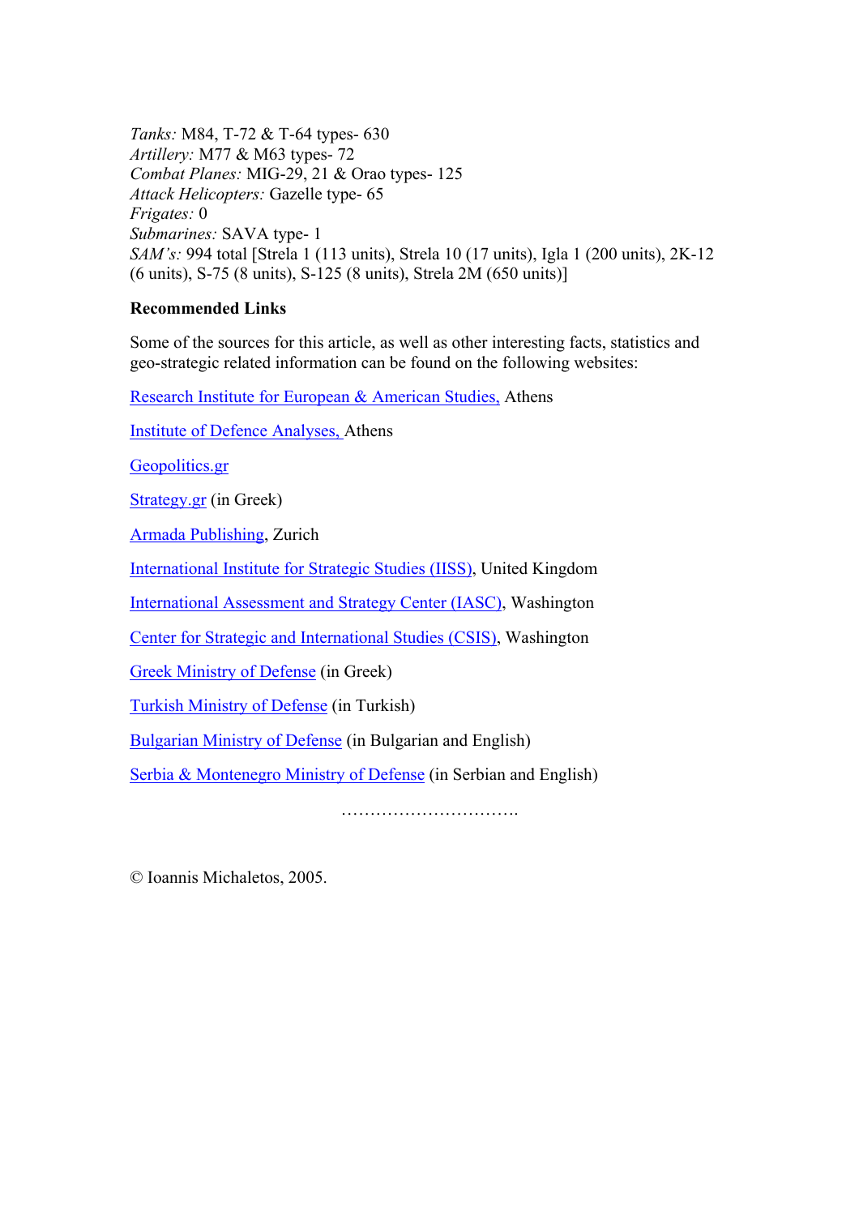*Tanks:* M84, T-72 & T-64 types- 630
*Artillery:* M77 & M63 types- 72
*Combat Planes:* MIG-29, 21 & Orao types- 125
*Attack Helicopters:* Gazelle type- 65
*Frigates:* 0
*Submarines:* SAVA type- 1
*SAM's:* 994 total [Strela 1 (113 units), Strela 10 (17 units), Igla 1 (200 units), 2K-12 (6 units), S-75 (8 units), S-125 (8 units), Strela 2M (650 units)]

**Recommended Links**

Some of the sources for this article, as well as other interesting facts, statistics and geo-strategic related information can be found on the following websites:

Research Institute for European & American Studies, Athens

Institute of Defence Analyses, Athens

Geopolitics.gr

Strategy.gr (in Greek)

Armada Publishing, Zurich

International Institute for Strategic Studies (IISS), United Kingdom

International Assessment and Strategy Center (IASC), Washington

Center for Strategic and International Studies (CSIS), Washington

Greek Ministry of Defense (in Greek)

Turkish Ministry of Defense (in Turkish)

Bulgarian Ministry of Defense (in Bulgarian and English)

Serbia & Montenegro Ministry of Defense (in Serbian and English)

…………………………..

© Ioannis Michaletos, 2005.